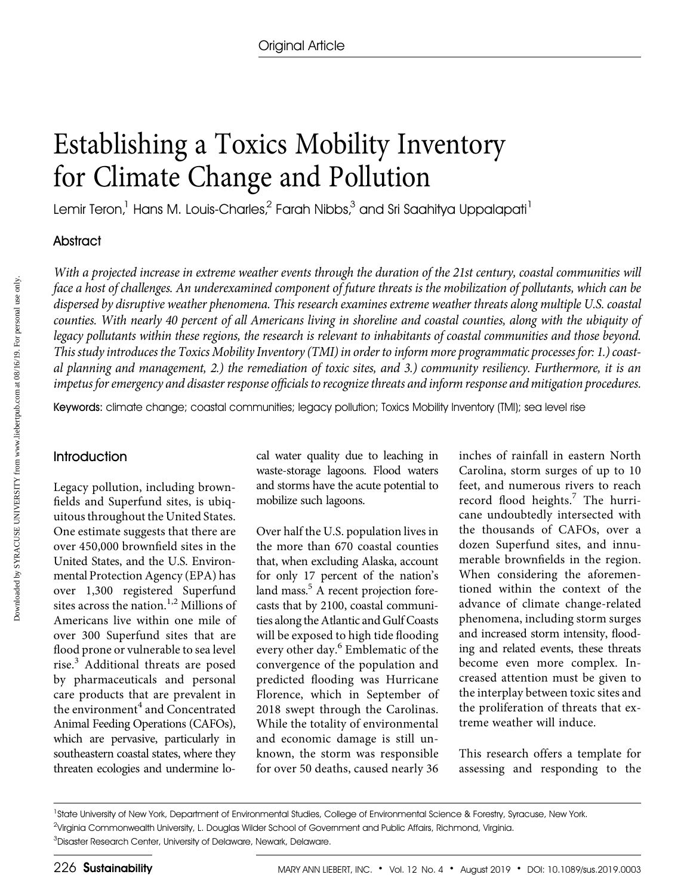# Establishing a Toxics Mobility Inventory for Climate Change and Pollution

Lemir Teron,[1] Hans M. Louis-Charles,[2] Farah Nibbs,[3] and Sri Saahitya Uppalapati[1]

## Abstract

*With a projected increase in extreme weather events through the duration of the 21st century, coastal communities will face a host of challenges. An underexamined component of future threats is the mobilization of pollutants, which can be dispersed by disruptive weather phenomena. This research examines extreme weather threats along multiple U.S. coastal counties. With nearly 40 percent of all Americans living in shoreline and coastal counties, along with the ubiquity of legacy pollutants within these regions, the research is relevant to inhabitants of coastal communities and those beyond. This study introduces the Toxics Mobility Inventory (TMI) in order to inform more programmatic processes for: 1.) coastal planning and management, 2.) the remediation of toxic sites, and 3.) community resiliency. Furthermore, it is an impetus for emergency and disaster response officials to recognize threats and inform response and mitigation procedures.*

**Keywords:** climate change; coastal communities; legacy pollution; Toxics Mobility Inventory (TMI); sea level rise

## Introduction

Legacy pollution, including brownfields and Superfund sites, is ubiquitous throughout the United States. One estimate suggests that there are over 450,000 brownfield sites in the United States, and the U.S. Environmental Protection Agency (EPA) has over 1,300 registered Superfund sites across the nation.[1,2] Millions of Americans live within one mile of over 300 Superfund sites that are flood prone or vulnerable to sea level rise.[3] Additional threats are posed by pharmaceuticals and personal care products that are prevalent in the environment[4] and Concentrated Animal Feeding Operations (CAFOs), which are pervasive, particularly in southeastern coastal states, where they threaten ecologies and undermine local water quality due to leaching in waste-storage lagoons. Flood waters and storms have the acute potential to mobilize such lagoons.

Over half the U.S. population lives in the more than 670 coastal counties that, when excluding Alaska, account for only 17 percent of the nation's land mass.[5] A recent projection forecasts that by 2100, coastal communities along the Atlantic and Gulf Coasts will be exposed to high tide flooding every other day.[6] Emblematic of the convergence of the population and predicted flooding was Hurricane Florence, which in September of 2018 swept through the Carolinas. While the totality of environmental and economic damage is still unknown, the storm was responsible for over 50 deaths, caused nearly 36 inches of rainfall in eastern North Carolina, storm surges of up to 10 feet, and numerous rivers to reach record flood heights.[7] The hurricane undoubtedly intersected with the thousands of CAFOs, over a dozen Superfund sites, and innumerable brownfields in the region. When considering the aforementioned within the context of the advance of climate change-related phenomena, including storm surges and increased storm intensity, flooding and related events, these threats become even more complex. Increased attention must be given to the interplay between toxic sites and the proliferation of threats that extreme weather will induce.

This research offers a template for assessing and responding to the

[1]State University of New York, Department of Environmental Studies, College of Environmental Science & Forestry, Syracuse, New York.
[2]Virginia Commonwealth University, L. Douglas Wilder School of Government and Public Affairs, Richmond, Virginia.
[3]Disaster Research Center, University of Delaware, Newark, Delaware.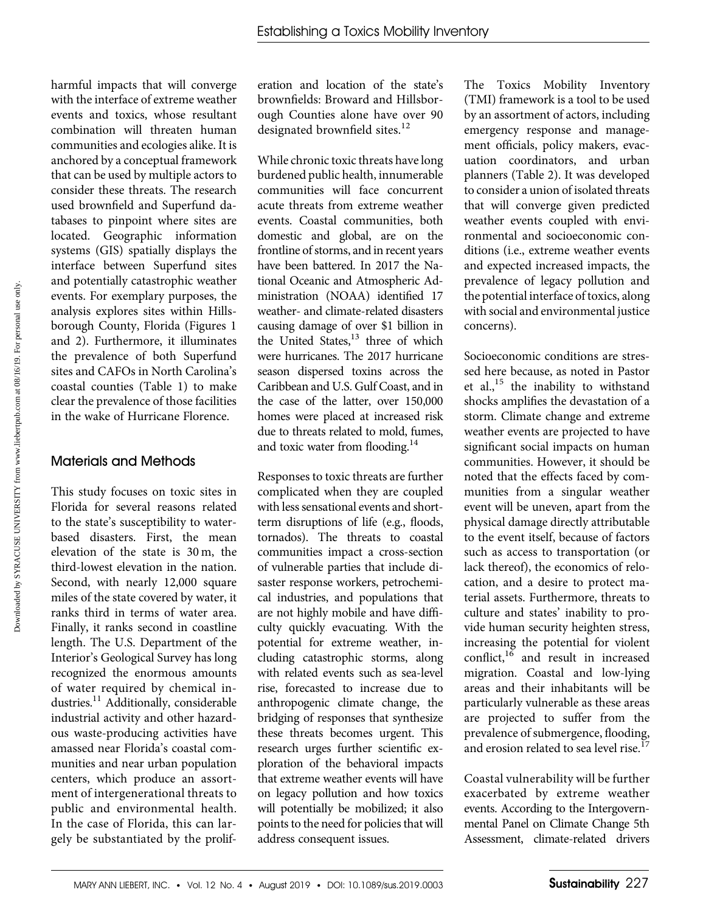harmful impacts that will converge with the interface of extreme weather events and toxics, whose resultant combination will threaten human communities and ecologies alike. It is anchored by a conceptual framework that can be used by multiple actors to consider these threats. The research used brownfield and Superfund databases to pinpoint where sites are located. Geographic information systems (GIS) spatially displays the interface between Superfund sites and potentially catastrophic weather events. For exemplary purposes, the analysis explores sites within Hillsborough County, Florida (Figures 1 and 2). Furthermore, it illuminates the prevalence of both Superfund sites and CAFOs in North Carolina's coastal counties (Table 1) to make clear the prevalence of those facilities in the wake of Hurricane Florence.

## Materials and Methods

This study focuses on toxic sites in Florida for several reasons related to the state's susceptibility to water-based disasters. First, the mean elevation of the state is 30 m, the third-lowest elevation in the nation. Second, with nearly 12,000 square miles of the state covered by water, it ranks third in terms of water area. Finally, it ranks second in coastline length. The U.S. Department of the Interior's Geological Survey has long recognized the enormous amounts of water required by chemical industries.[11] Additionally, considerable industrial activity and other hazardous waste-producing activities have amassed near Florida's coastal communities and near urban population centers, which produce an assortment of intergenerational threats to public and environmental health. In the case of Florida, this can largely be substantiated by the proliferation and location of the state's brownfields: Broward and Hillsborough Counties alone have over 90 designated brownfield sites.[12]

While chronic toxic threats have long burdened public health, innumerable communities will face concurrent acute threats from extreme weather events. Coastal communities, both domestic and global, are on the frontline of storms, and in recent years have been battered. In 2017 the National Oceanic and Atmospheric Administration (NOAA) identified 17 weather- and climate-related disasters causing damage of over $1 billion in the United States,[13] three of which were hurricanes. The 2017 hurricane season dispersed toxins across the Caribbean and U.S. Gulf Coast, and in the case of the latter, over 150,000 homes were placed at increased risk due to threats related to mold, fumes, and toxic water from flooding.[14]

Responses to toxic threats are further complicated when they are coupled with less sensational events and short-term disruptions of life (e.g., floods, tornados). The threats to coastal communities impact a cross-section of vulnerable parties that include disaster response workers, petrochemical industries, and populations that are not highly mobile and have difficulty quickly evacuating. With the potential for extreme weather, including catastrophic storms, along with related events such as sea-level rise, forecasted to increase due to anthropogenic climate change, the bridging of responses that synthesize these threats becomes urgent. This research urges further scientific exploration of the behavioral impacts that extreme weather events will have on legacy pollution and how toxics will potentially be mobilized; it also points to the need for policies that will address consequent issues.

The Toxics Mobility Inventory (TMI) framework is a tool to be used by an assortment of actors, including emergency response and management officials, policy makers, evacuation coordinators, and urban planners (Table 2). It was developed to consider a union of isolated threats that will converge given predicted weather events coupled with environmental and socioeconomic conditions (i.e., extreme weather events and expected increased impacts, the prevalence of legacy pollution and the potential interface of toxics, along with social and environmental justice concerns).

Socioeconomic conditions are stressed here because, as noted in Pastor et al.,[15] the inability to withstand shocks amplifies the devastation of a storm. Climate change and extreme weather events are projected to have significant social impacts on human communities. However, it should be noted that the effects faced by communities from a singular weather event will be uneven, apart from the physical damage directly attributable to the event itself, because of factors such as access to transportation (or lack thereof), the economics of relocation, and a desire to protect material assets. Furthermore, threats to culture and states' inability to provide human security heighten stress, increasing the potential for violent conflict,[16] and result in increased migration. Coastal and low-lying areas and their inhabitants will be particularly vulnerable as these areas are projected to suffer from the prevalence of submergence, flooding, and erosion related to sea level rise.[17]

Coastal vulnerability will be further exacerbated by extreme weather events. According to the Intergovernmental Panel on Climate Change 5th Assessment, climate-related drivers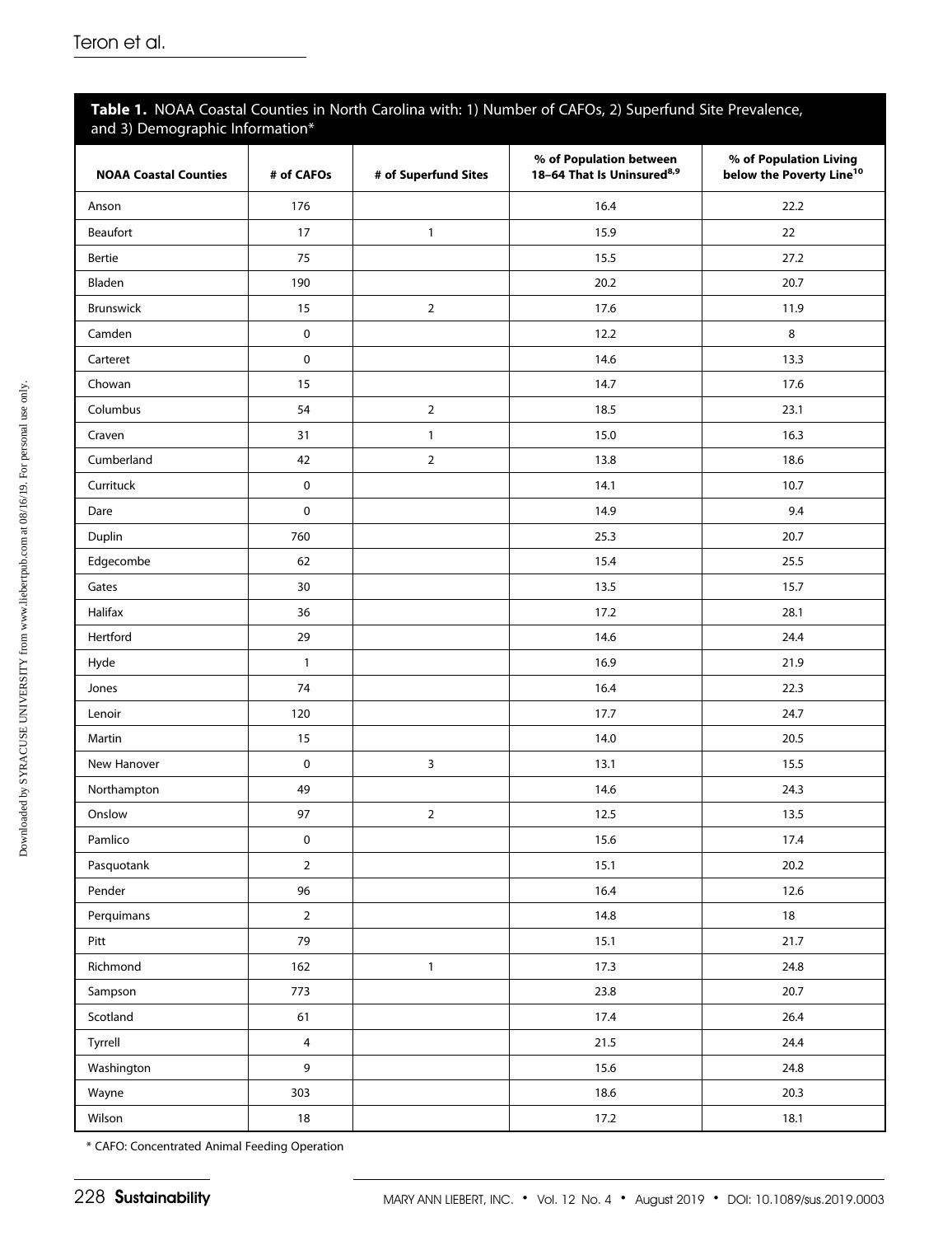**Table 1.** NOAA Coastal Counties in North Carolina with: 1) Number of CAFOs, 2) Superfund Site Prevalence, and 3) Demographic Information*

| NOAA Coastal Counties | # of CAFOs | # of Superfund Sites | % of Population between 18–64 That Is Uninsured[8,9] | % of Population Living below the Poverty Line[10] |
|---|---|---|---|---|
| Anson | 176 | | 16.4 | 22.2 |
| Beaufort | 17 | 1 | 15.9 | 22 |
| Bertie | 75 | | 15.5 | 27.2 |
| Bladen | 190 | | 20.2 | 20.7 |
| Brunswick | 15 | 2 | 17.6 | 11.9 |
| Camden | 0 | | 12.2 | 8 |
| Carteret | 0 | | 14.6 | 13.3 |
| Chowan | 15 | | 14.7 | 17.6 |
| Columbus | 54 | 2 | 18.5 | 23.1 |
| Craven | 31 | 1 | 15.0 | 16.3 |
| Cumberland | 42 | 2 | 13.8 | 18.6 |
| Currituck | 0 | | 14.1 | 10.7 |
| Dare | 0 | | 14.9 | 9.4 |
| Duplin | 760 | | 25.3 | 20.7 |
| Edgecombe | 62 | | 15.4 | 25.5 |
| Gates | 30 | | 13.5 | 15.7 |
| Halifax | 36 | | 17.2 | 28.1 |
| Hertford | 29 | | 14.6 | 24.4 |
| Hyde | 1 | | 16.9 | 21.9 |
| Jones | 74 | | 16.4 | 22.3 |
| Lenoir | 120 | | 17.7 | 24.7 |
| Martin | 15 | | 14.0 | 20.5 |
| New Hanover | 0 | 3 | 13.1 | 15.5 |
| Northampton | 49 | | 14.6 | 24.3 |
| Onslow | 97 | 2 | 12.5 | 13.5 |
| Pamlico | 0 | | 15.6 | 17.4 |
| Pasquotank | 2 | | 15.1 | 20.2 |
| Pender | 96 | | 16.4 | 12.6 |
| Perquimans | 2 | | 14.8 | 18 |
| Pitt | 79 | | 15.1 | 21.7 |
| Richmond | 162 | 1 | 17.3 | 24.8 |
| Sampson | 773 | | 23.8 | 20.7 |
| Scotland | 61 | | 17.4 | 26.4 |
| Tyrrell | 4 | | 21.5 | 24.4 |
| Washington | 9 | | 15.6 | 24.8 |
| Wayne | 303 | | 18.6 | 20.3 |
| Wilson | 18 | | 17.2 | 18.1 |

* CAFO: Concentrated Animal Feeding Operation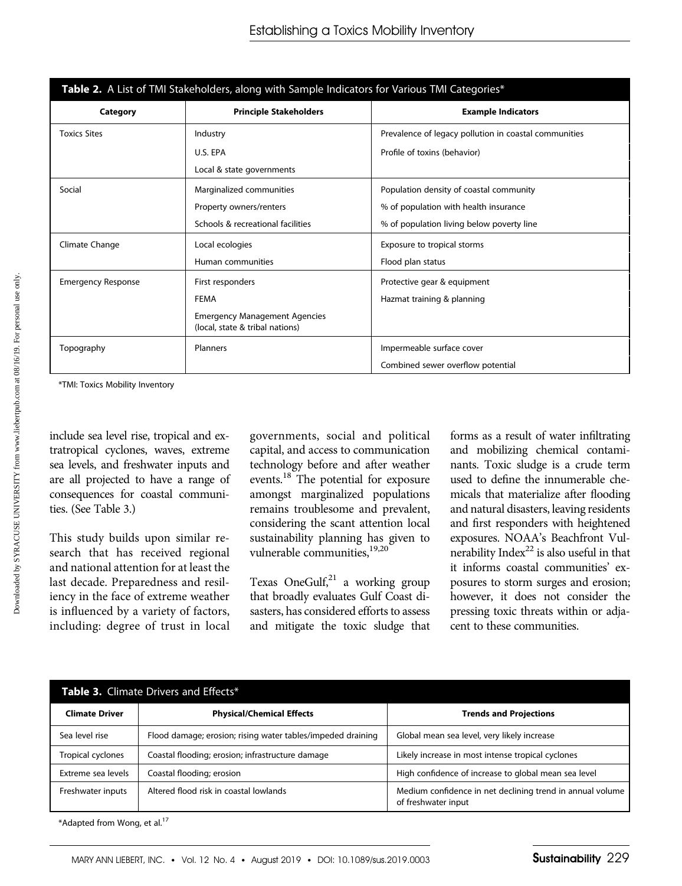**Table 2.** A List of TMI Stakeholders, along with Sample Indicators for Various TMI Categories*

| Category | Principle Stakeholders | Example Indicators |
| --- | --- | --- |
| Toxics Sites | Industry | Prevalence of legacy pollution in coastal communities |
| | U.S. EPA | Profile of toxins (behavior) |
| | Local & state governments | |
| Social | Marginalized communities | Population density of coastal community |
| | Property owners/renters | % of population with health insurance |
| | Schools & recreational facilities | % of population living below poverty line |
| Climate Change | Local ecologies | Exposure to tropical storms |
| | Human communities | Flood plan status |
| Emergency Response | First responders | Protective gear & equipment |
| | FEMA | Hazmat training & planning |
| | Emergency Management Agencies (local, state & tribal nations) | |
| Topography | Planners | Impermeable surface cover |
| | | Combined sewer overflow potential |

*TMI: Toxics Mobility Inventory

include sea level rise, tropical and extratropical cyclones, waves, extreme sea levels, and freshwater inputs and are all projected to have a range of consequences for coastal communities. (See Table 3.)

This study builds upon similar research that has received regional and national attention for at least the last decade. Preparedness and resiliency in the face of extreme weather is influenced by a variety of factors, including: degree of trust in local governments, social and political capital, and access to communication technology before and after weather events.[18] The potential for exposure amongst marginalized populations remains troublesome and prevalent, considering the scant attention local sustainability planning has given to vulnerable communities.[19,20]

Texas OneGulf,[21] a working group that broadly evaluates Gulf Coast disasters, has considered efforts to assess and mitigate the toxic sludge that forms as a result of water infiltrating and mobilizing chemical contaminants. Toxic sludge is a crude term used to define the innumerable chemicals that materialize after flooding and natural disasters, leaving residents and first responders with heightened exposures. NOAA's Beachfront Vulnerability Index[22] is also useful in that it informs coastal communities' exposures to storm surges and erosion; however, it does not consider the pressing toxic threats within or adjacent to these communities.

**Table 3.** Climate Drivers and Effects*

| Climate Driver | Physical/Chemical Effects | Trends and Projections |
| --- | --- | --- |
| Sea level rise | Flood damage; erosion; rising water tables/impeded draining | Global mean sea level, very likely increase |
| Tropical cyclones | Coastal flooding; erosion; infrastructure damage | Likely increase in most intense tropical cyclones |
| Extreme sea levels | Coastal flooding; erosion | High confidence of increase to global mean sea level |
| Freshwater inputs | Altered flood risk in coastal lowlands | Medium confidence in net declining trend in annual volume of freshwater input |

*Adapted from Wong, et al.[17]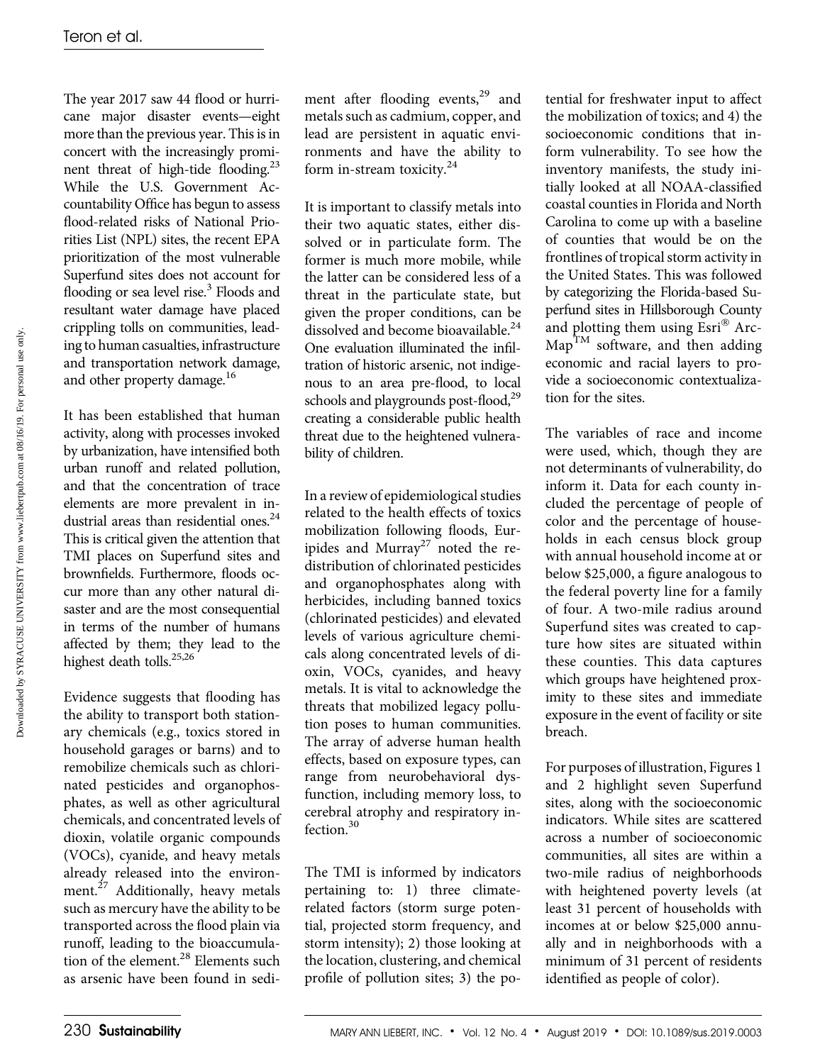The year 2017 saw 44 flood or hurricane major disaster events—eight more than the previous year. This is in concert with the increasingly prominent threat of high-tide flooding.[23] While the U.S. Government Accountability Office has begun to assess flood-related risks of National Priorities List (NPL) sites, the recent EPA prioritization of the most vulnerable Superfund sites does not account for flooding or sea level rise.[3] Floods and resultant water damage have placed crippling tolls on communities, leading to human casualties, infrastructure and transportation network damage, and other property damage.[16]

It has been established that human activity, along with processes invoked by urbanization, have intensified both urban runoff and related pollution, and that the concentration of trace elements are more prevalent in industrial areas than residential ones.[24] This is critical given the attention that TMI places on Superfund sites and brownfields. Furthermore, floods occur more than any other natural disaster and are the most consequential in terms of the number of humans affected by them; they lead to the highest death tolls.[25,26]

Evidence suggests that flooding has the ability to transport both stationary chemicals (e.g., toxics stored in household garages or barns) and to remobilize chemicals such as chlorinated pesticides and organophosphates, as well as other agricultural chemicals, and concentrated levels of dioxin, volatile organic compounds (VOCs), cyanide, and heavy metals already released into the environment.[27] Additionally, heavy metals such as mercury have the ability to be transported across the flood plain via runoff, leading to the bioaccumulation of the element.[28] Elements such as arsenic have been found in sediment after flooding events,[29] and metals such as cadmium, copper, and lead are persistent in aquatic environments and have the ability to form in-stream toxicity.[24]

It is important to classify metals into their two aquatic states, either dissolved or in particulate form. The former is much more mobile, while the latter can be considered less of a threat in the particulate state, but given the proper conditions, can be dissolved and become bioavailable.[24] One evaluation illuminated the infiltration of historic arsenic, not indigenous to an area pre-flood, to local schools and playgrounds post-flood,[29] creating a considerable public health threat due to the heightened vulnerability of children.

In a review of epidemiological studies related to the health effects of toxics mobilization following floods, Euripides and Murray[27] noted the redistribution of chlorinated pesticides and organophosphates along with herbicides, including banned toxics (chlorinated pesticides) and elevated levels of various agriculture chemicals along concentrated levels of dioxin, VOCs, cyanides, and heavy metals. It is vital to acknowledge the threats that mobilized legacy pollution poses to human communities. The array of adverse human health effects, based on exposure types, can range from neurobehavioral dysfunction, including memory loss, to cerebral atrophy and respiratory infection.[30]

The TMI is informed by indicators pertaining to: 1) three climate-related factors (storm surge potential, projected storm frequency, and storm intensity); 2) those looking at the location, clustering, and chemical profile of pollution sites; 3) the potential for freshwater input to affect the mobilization of toxics; and 4) the socioeconomic conditions that inform vulnerability. To see how the inventory manifests, the study initially looked at all NOAA-classified coastal counties in Florida and North Carolina to come up with a baseline of counties that would be on the frontlines of tropical storm activity in the United States. This was followed by categorizing the Florida-based Superfund sites in Hillsborough County and plotting them using Esri® ArcMap™ software, and then adding economic and racial layers to provide a socioeconomic contextualization for the sites.

The variables of race and income were used, which, though they are not determinants of vulnerability, do inform it. Data for each county included the percentage of people of color and the percentage of households in each census block group with annual household income at or below $25,000, a figure analogous to the federal poverty line for a family of four. A two-mile radius around Superfund sites was created to capture how sites are situated within these counties. This data captures which groups have heightened proximity to these sites and immediate exposure in the event of facility or site breach.

For purposes of illustration, Figures 1 and 2 highlight seven Superfund sites, along with the socioeconomic indicators. While sites are scattered across a number of socioeconomic communities, all sites are within a two-mile radius of neighborhoods with heightened poverty levels (at least 31 percent of households with incomes at or below $25,000 annually and in neighborhoods with a minimum of 31 percent of residents identified as people of color).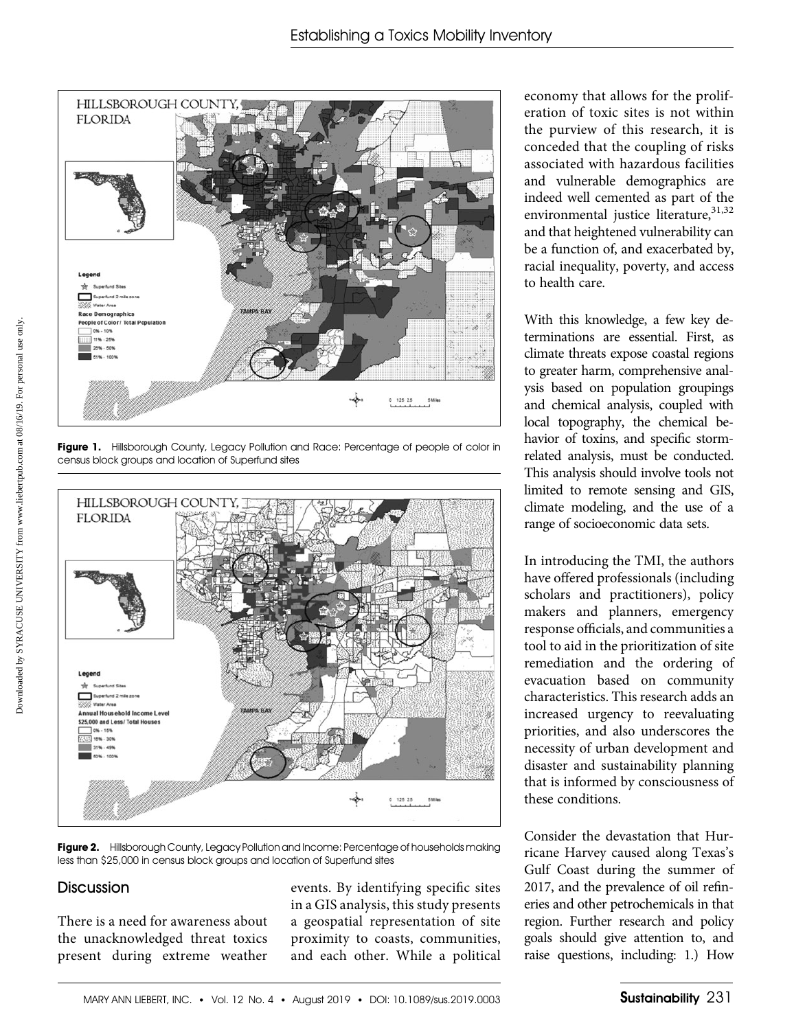Figure 1. Hillsborough County, Legacy Pollution and Race: Percentage of people of color in census block groups and location of Superfund sites

Figure 2. Hillsborough County, Legacy Pollution and Income: Percentage of households making less than $25,000 in census block groups and location of Superfund sites

## Discussion

There is a need for awareness about the unacknowledged threat toxics present during extreme weather events. By identifying specific sites in a GIS analysis, this study presents a geospatial representation of site proximity to coasts, communities, and each other. While a political economy that allows for the proliferation of toxic sites is not within the purview of this research, it is conceded that the coupling of risks associated with hazardous facilities and vulnerable demographics are indeed well cemented as part of the environmental justice literature,[31,32] and that heightened vulnerability can be a function of, and exacerbated by, racial inequality, poverty, and access to health care.

With this knowledge, a few key determinations are essential. First, as climate threats expose coastal regions to greater harm, comprehensive analysis based on population groupings and chemical analysis, coupled with local topography, the chemical behavior of toxins, and specific storm-related analysis, must be conducted. This analysis should involve tools not limited to remote sensing and GIS, climate modeling, and the use of a range of socioeconomic data sets.

In introducing the TMI, the authors have offered professionals (including scholars and practitioners), policy makers and planners, emergency response officials, and communities a tool to aid in the prioritization of site remediation and the ordering of evacuation based on community characteristics. This research adds an increased urgency to reevaluating priorities, and also underscores the necessity of urban development and disaster and sustainability planning that is informed by consciousness of these conditions.

Consider the devastation that Hurricane Harvey caused along Texas's Gulf Coast during the summer of 2017, and the prevalence of oil refineries and other petrochemicals in that region. Further research and policy goals should give attention to, and raise questions, including: 1.) How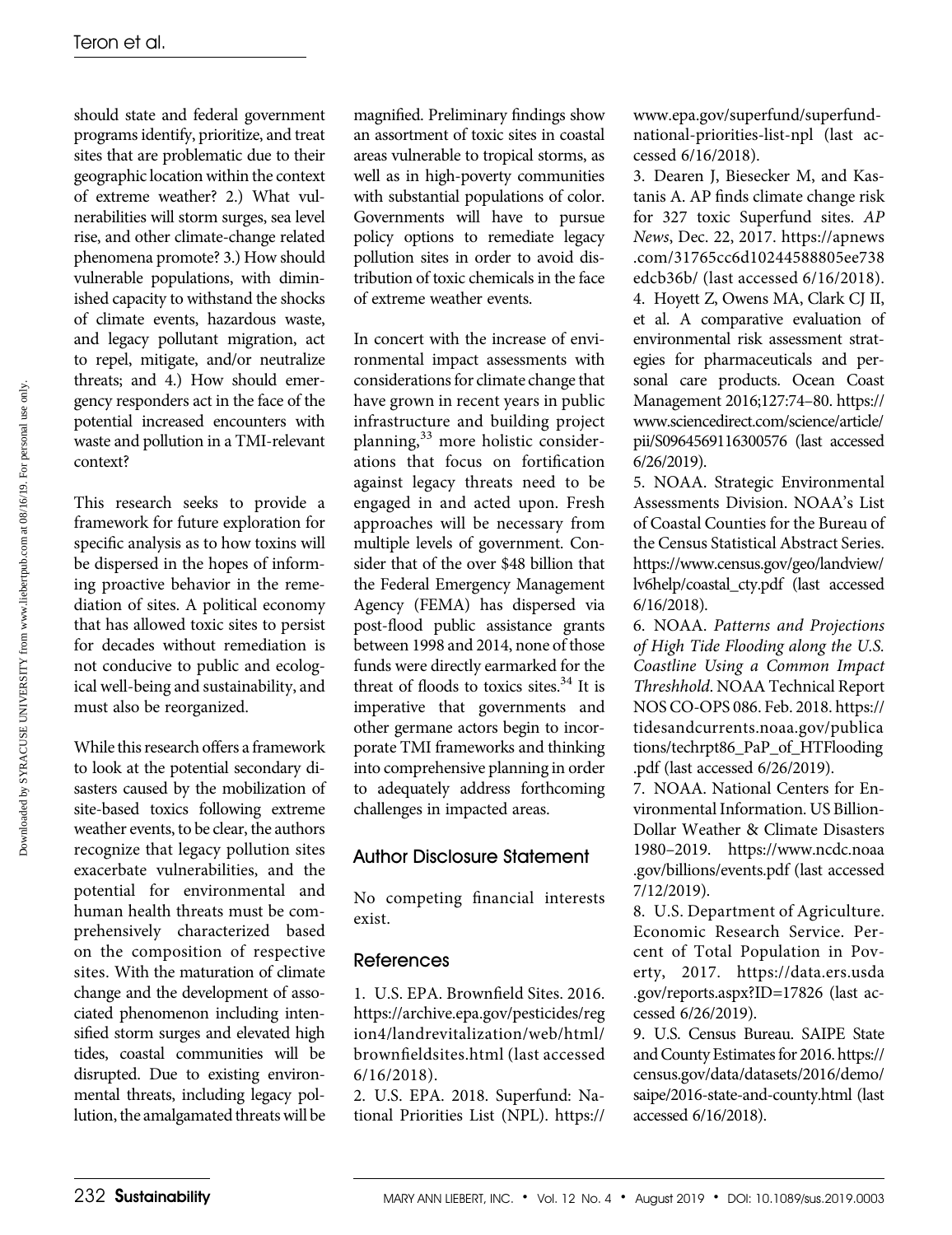should state and federal government programs identify, prioritize, and treat sites that are problematic due to their geographic location within the context of extreme weather? 2.) What vulnerabilities will storm surges, sea level rise, and other climate-change related phenomena promote? 3.) How should vulnerable populations, with diminished capacity to withstand the shocks of climate events, hazardous waste, and legacy pollutant migration, act to repel, mitigate, and/or neutralize threats; and 4.) How should emergency responders act in the face of the potential increased encounters with waste and pollution in a TMI-relevant context?

This research seeks to provide a framework for future exploration for specific analysis as to how toxins will be dispersed in the hopes of informing proactive behavior in the remediation of sites. A political economy that has allowed toxic sites to persist for decades without remediation is not conducive to public and ecological well-being and sustainability, and must also be reorganized.

While this research offers a framework to look at the potential secondary disasters caused by the mobilization of site-based toxics following extreme weather events, to be clear, the authors recognize that legacy pollution sites exacerbate vulnerabilities, and the potential for environmental and human health threats must be comprehensively characterized based on the composition of respective sites. With the maturation of climate change and the development of associated phenomenon including intensified storm surges and elevated high tides, coastal communities will be disrupted. Due to existing environmental threats, including legacy pollution, the amalgamated threats will be magnified. Preliminary findings show an assortment of toxic sites in coastal areas vulnerable to tropical storms, as well as in high-poverty communities with substantial populations of color. Governments will have to pursue policy options to remediate legacy pollution sites in order to avoid distribution of toxic chemicals in the face of extreme weather events.

In concert with the increase of environmental impact assessments with considerations for climate change that have grown in recent years in public infrastructure and building project planning,[33] more holistic considerations that focus on fortification against legacy threats need to be engaged in and acted upon. Fresh approaches will be necessary from multiple levels of government. Consider that of the over $48 billion that the Federal Emergency Management Agency (FEMA) has dispersed via post-flood public assistance grants between 1998 and 2014, none of those funds were directly earmarked for the threat of floods to toxics sites.[34] It is imperative that governments and other germane actors begin to incorporate TMI frameworks and thinking into comprehensive planning in order to adequately address forthcoming challenges in impacted areas.

## Author Disclosure Statement

No competing financial interests exist.

## References

1. U.S. EPA. Brownfield Sites. 2016. https://archive.epa.gov/pesticides/region4/landrevitalization/web/html/brownfieldsites.html (last accessed 6/16/2018).
2. U.S. EPA. 2018. Superfund: National Priorities List (NPL). https://www.epa.gov/superfund/superfund-national-priorities-list-npl (last accessed 6/16/2018).
3. Dearen J, Biesecker M, and Kastanis A. AP finds climate change risk for 327 toxic Superfund sites. *AP News*, Dec. 22, 2017. https://apnews.com/31765cc6d10244588805ee738edcb36b/ (last accessed 6/16/2018).
4. Hoyett Z, Owens MA, Clark CJ II, et al. A comparative evaluation of environmental risk assessment strategies for pharmaceuticals and personal care products. Ocean Coast Management 2016;127:74–80. https://www.sciencedirect.com/science/article/pii/S0964569116300576 (last accessed 6/26/2019).
5. NOAA. Strategic Environmental Assessments Division. NOAA's List of Coastal Counties for the Bureau of the Census Statistical Abstract Series. https://www.census.gov/geo/landview/lv6help/coastal_cty.pdf (last accessed 6/16/2018).
6. NOAA. *Patterns and Projections of High Tide Flooding along the U.S. Coastline Using a Common Impact Threshhold*. NOAA Technical Report NOS CO-OPS 086. Feb. 2018. https://tidesandcurrents.noaa.gov/publications/techrpt86_PaP_of_HTFlooding.pdf (last accessed 6/26/2019).
7. NOAA. National Centers for Environmental Information. US Billion-Dollar Weather & Climate Disasters 1980–2019. https://www.ncdc.noaa.gov/billions/events.pdf (last accessed 7/12/2019).
8. U.S. Department of Agriculture. Economic Research Service. Percent of Total Population in Poverty, 2017. https://data.ers.usda.gov/reports.aspx?ID=17826 (last accessed 6/26/2019).
9. U.S. Census Bureau. SAIPE State and County Estimates for 2016. https://census.gov/data/datasets/2016/demo/saipe/2016-state-and-county.html (last accessed 6/16/2018).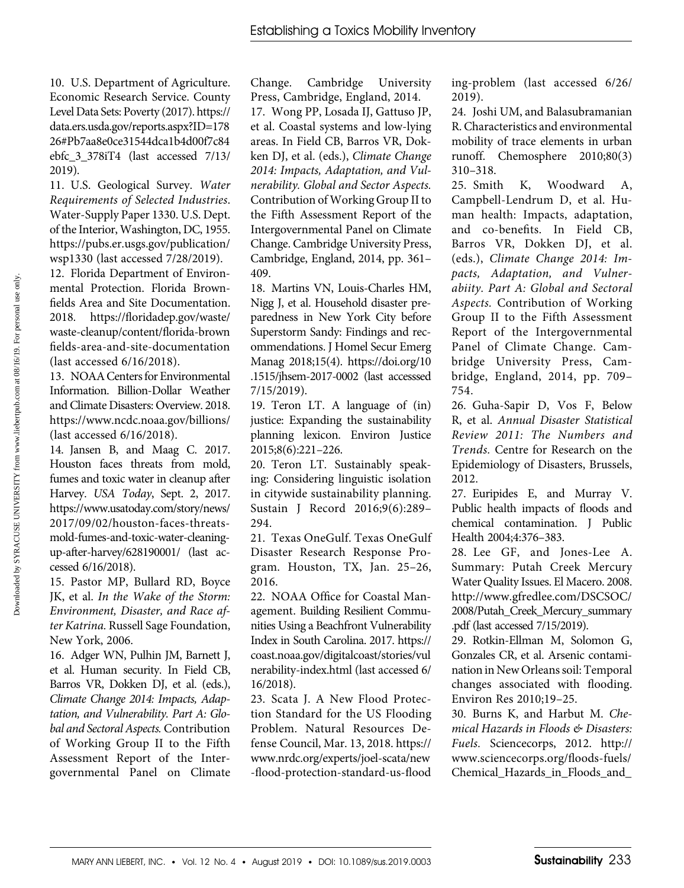10. U.S. Department of Agriculture. Economic Research Service. County Level Data Sets: Poverty (2017). https://data.ers.usda.gov/reports.aspx?ID=17826#Pb7aa8e0ce31544dca1b4d00f7c84ebfc_3_378iT4 (last accessed 7/13/2019).

11. U.S. Geological Survey. *Water Requirements of Selected Industries*. Water-Supply Paper 1330. U.S. Dept. of the Interior, Washington, DC, 1955. https://pubs.er.usgs.gov/publication/wsp1330 (last accessed 7/28/2019).

12. Florida Department of Environmental Protection. Florida Brownfields Area and Site Documentation. 2018. https://floridadep.gov/waste/waste-cleanup/content/florida-brownfields-area-and-site-documentation (last accessed 6/16/2018).

13. NOAA Centers for Environmental Information. Billion-Dollar Weather and Climate Disasters: Overview. 2018. https://www.ncdc.noaa.gov/billions/ (last accessed 6/16/2018).

14. Jansen B, and Maag C. 2017. Houston faces threats from mold, fumes and toxic water in cleanup after Harvey. *USA Today*, Sept. 2, 2017. https://www.usatoday.com/story/news/2017/09/02/houston-faces-threats-mold-fumes-and-toxic-water-cleaning-up-after-harvey/628190001/ (last accessed 6/16/2018).

15. Pastor MP, Bullard RD, Boyce JK, et al. *In the Wake of the Storm: Environment, Disaster, and Race after Katrina*. Russell Sage Foundation, New York, 2006.

16. Adger WN, Pulhin JM, Barnett J, et al. Human security. In Field CB, Barros VR, Dokken DJ, et al. (eds.), *Climate Change 2014: Impacts, Adaptation, and Vulnerability. Part A: Global and Sectoral Aspects.* Contribution of Working Group II to the Fifth Assessment Report of the Intergovernmental Panel on Climate Change. Cambridge University Press, Cambridge, England, 2014.

17. Wong PP, Losada IJ, Gattuso JP, et al. Coastal systems and low-lying areas. In Field CB, Barros VR, Dokken DJ, et al. (eds.), *Climate Change 2014: Impacts, Adaptation, and Vulnerability. Global and Sector Aspects.* Contribution of Working Group II to the Fifth Assessment Report of the Intergovernmental Panel on Climate Change. Cambridge University Press, Cambridge, England, 2014, pp. 361–409.

18. Martins VN, Louis-Charles HM, Nigg J, et al. Household disaster preparedness in New York City before Superstorm Sandy: Findings and recommendations. J Homel Secur Emerg Manag 2018;15(4). https://doi.org/10.1515/jhsem-2017-0002 (last accesssed 7/15/2019).

19. Teron LT. A language of (in) justice: Expanding the sustainability planning lexicon. Environ Justice 2015;8(6):221–226.

20. Teron LT. Sustainably speaking: Considering linguistic isolation in citywide sustainability planning. Sustain J Record 2016;9(6):289–294.

21. Texas OneGulf. Texas OneGulf Disaster Research Response Program. Houston, TX, Jan. 25–26, 2016.

22. NOAA Office for Coastal Management. Building Resilient Communities Using a Beachfront Vulnerability Index in South Carolina. 2017. https://coast.noaa.gov/digitalcoast/stories/vulnerability-index.html (last accessed 6/16/2018).

23. Scata J. A New Flood Protection Standard for the US Flooding Problem. Natural Resources Defense Council, Mar. 13, 2018. https://www.nrdc.org/experts/joel-scata/new-flood-protection-standard-us-flooding-problem (last accessed 6/26/2019).

24. Joshi UM, and Balasubramanian R. Characteristics and environmental mobility of trace elements in urban runoff. Chemosphere 2010;80(3) 310–318.

25. Smith K, Woodward A, Campbell-Lendrum D, et al. Human health: Impacts, adaptation, and co-benefits. In Field CB, Barros VR, Dokken DJ, et al. (eds.), *Climate Change 2014: Impacts, Adaptation, and Vulnerabiity. Part A: Global and Sectoral Aspects.* Contribution of Working Group II to the Fifth Assessment Report of the Intergovernmental Panel of Climate Change. Cambridge University Press, Cambridge, England, 2014, pp. 709–754.

26. Guha-Sapir D, Vos F, Below R, et al. *Annual Disaster Statistical Review 2011: The Numbers and Trends.* Centre for Research on the Epidemiology of Disasters, Brussels, 2012.

27. Euripides E, and Murray V. Public health impacts of floods and chemical contamination. J Public Health 2004;4:376–383.

28. Lee GF, and Jones-Lee A. Summary: Putah Creek Mercury Water Quality Issues. El Macero. 2008. http://www.gfredlee.com/DSCSOC/2008/Putah_Creek_Mercury_summary.pdf (last accessed 7/15/2019).

29. Rotkin-Ellman M, Solomon G, Gonzales CR, et al. Arsenic contamination in New Orleans soil: Temporal changes associated with flooding. Environ Res 2010;19–25.

30. Burns K, and Harbut M. *Chemical Hazards in Floods & Disasters: Fuels.* Sciencecorps, 2012. http://www.sciencecorps.org/floods-fuels/Chemical_Hazards_in_Floods_and_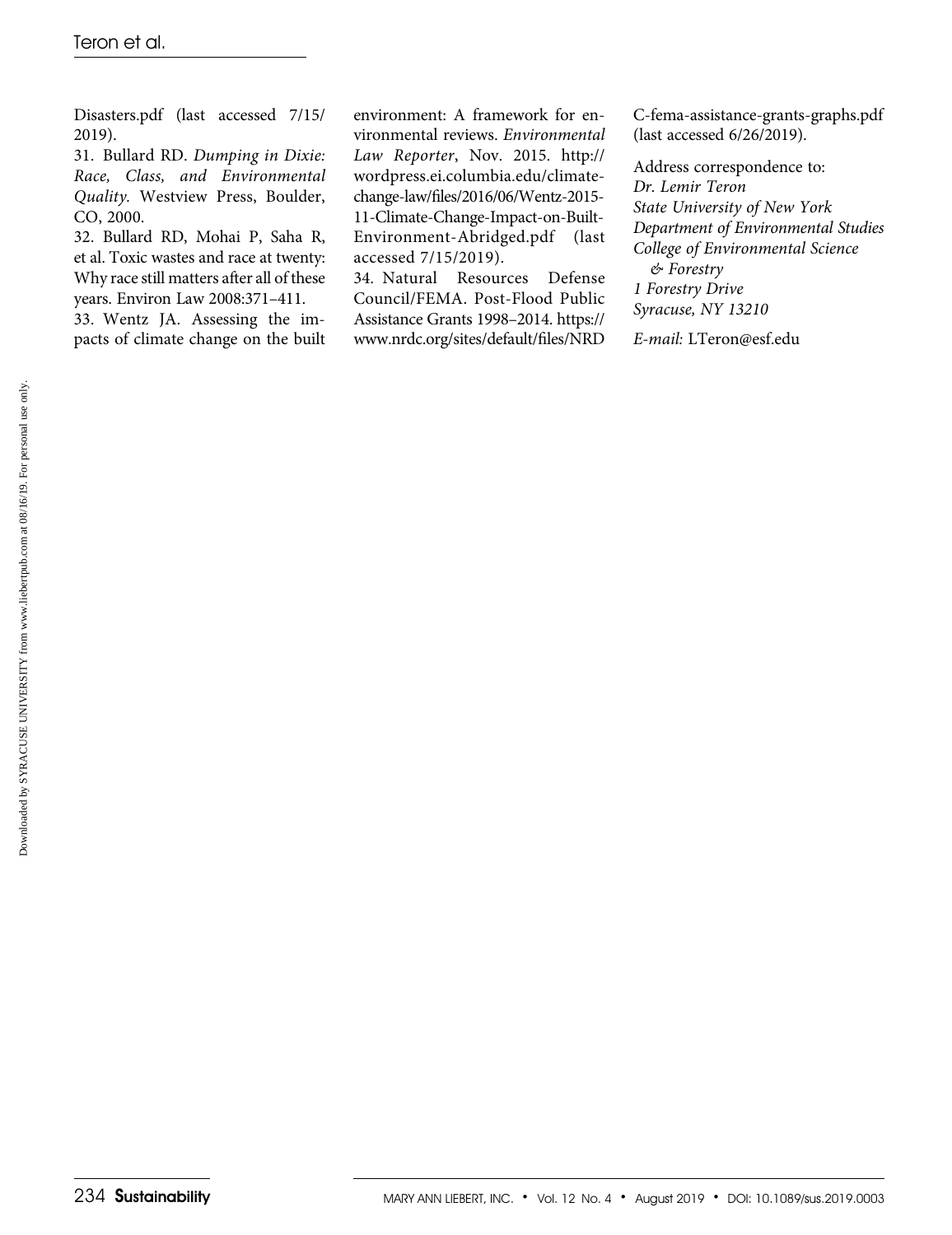Disasters.pdf (last accessed 7/15/2019).

31. Bullard RD. *Dumping in Dixie: Race, Class, and Environmental Quality*. Westview Press, Boulder, CO, 2000.

32. Bullard RD, Mohai P, Saha R, et al. Toxic wastes and race at twenty: Why race still matters after all of these years. Environ Law 2008:371–411.

33. Wentz JA. Assessing the impacts of climate change on the built environment: A framework for environmental reviews. *Environmental Law Reporter*, Nov. 2015. http://wordpress.ei.columbia.edu/climate-change-law/files/2016/06/Wentz-2015-11-Climate-Change-Impact-on-Built-Environment-Abridged.pdf (last accessed 7/15/2019).

34. Natural Resources Defense Council/FEMA. Post-Flood Public Assistance Grants 1998–2014. https://www.nrdc.org/sites/default/files/NRDC-fema-assistance-grants-graphs.pdf (last accessed 6/26/2019).

Address correspondence to:
*Dr. Lemir Teron*
*State University of New York*
*Department of Environmental Studies*
*College of Environmental Science & Forestry*
*1 Forestry Drive*
*Syracuse, NY 13210*

*E-mail:* LTeron@esf.edu